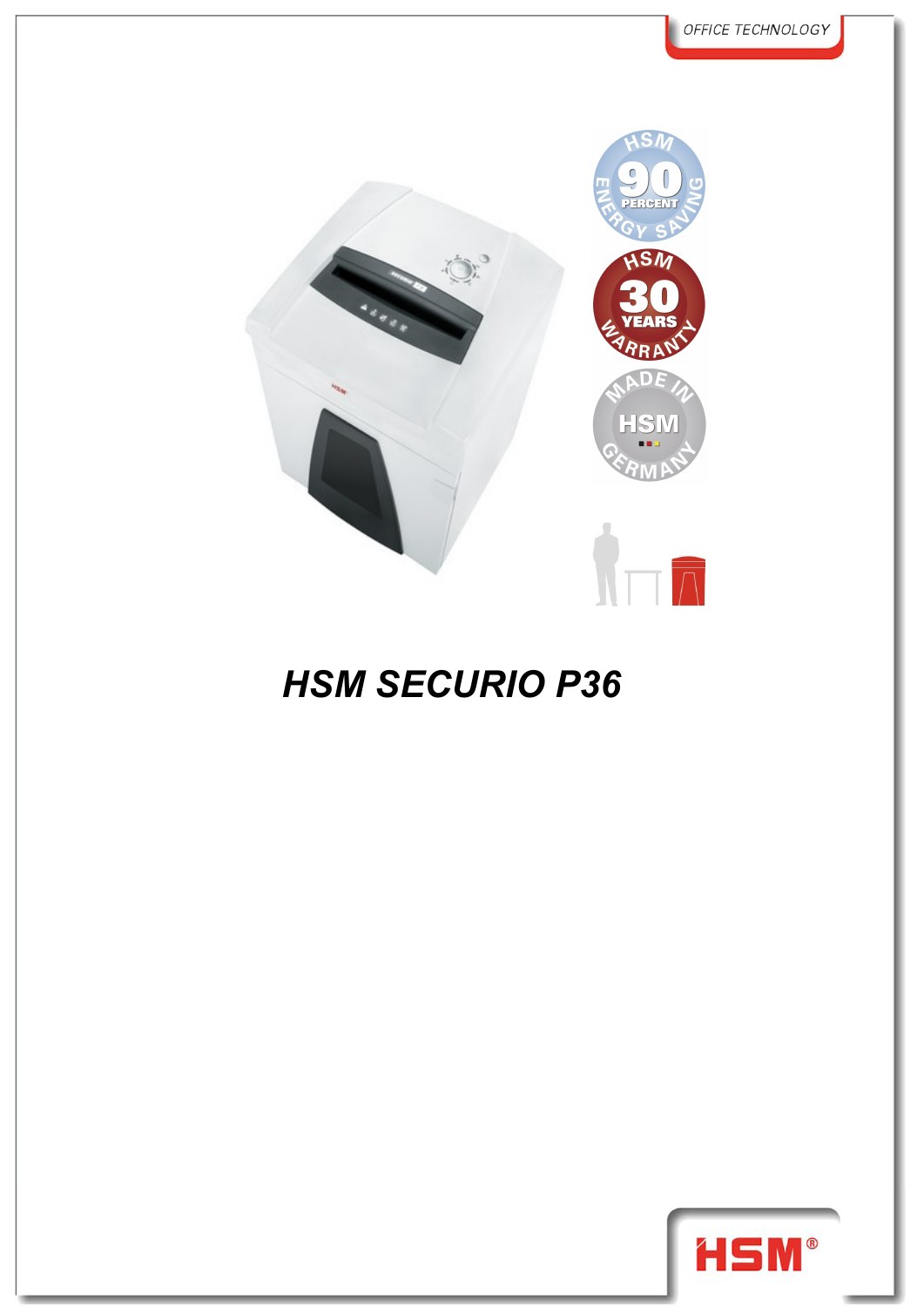OFFICE TECHNOLOGY

# HSM SECURIO P36

HSM®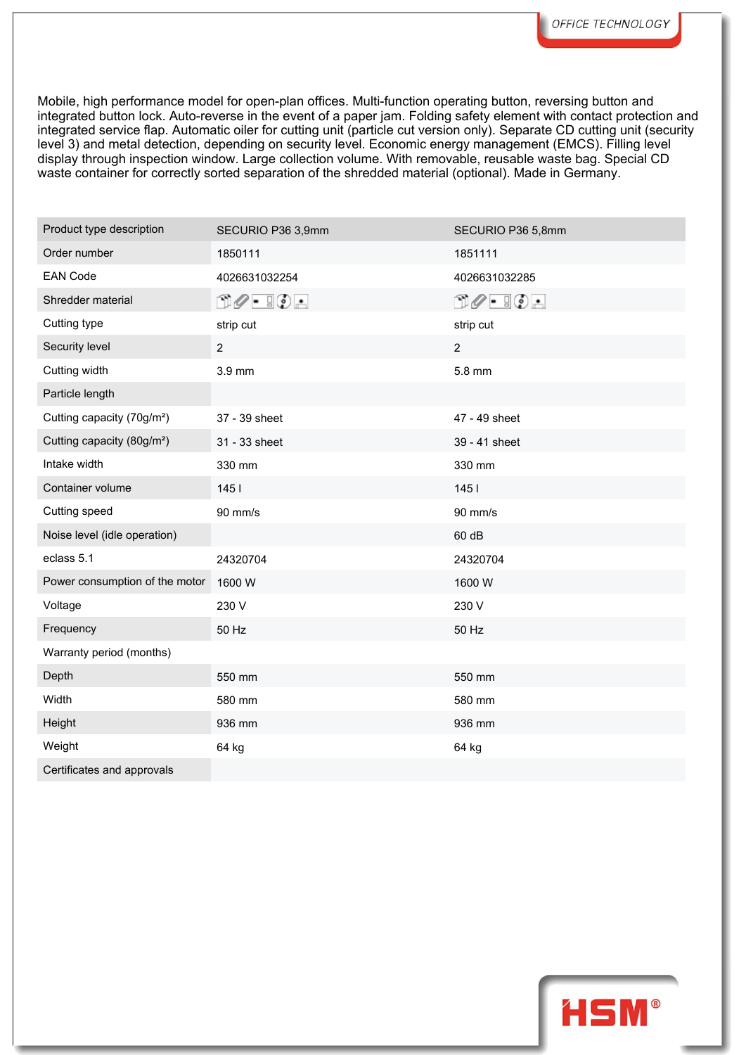Mobile, high performance model for open-plan offices. Multi-function operating button, reversing button and integrated button lock. Auto-reverse in the event of a paper jam. Folding safety element with contact protection and integrated service flap. Automatic oiler for cutting unit (particle cut version only). Separate CD cutting unit (security level 3) and metal detection, depending on security level. Economic energy management (EMCS). Filling level display through inspection window. Large collection volume. With removable, reusable waste bag. Special CD waste container for correctly sorted separation of the shredded material (optional). Made in Germany.

| Product type description | SECURIO P36 3,9mm | SECURIO P36 5,8mm |
|---|---|---|
| Order number | 1850111 | 1851111 |
| EAN Code | 4026631032254 | 4026631032285 |
| Shredder material | | |
| Cutting type | strip cut | strip cut |
| Security level | 2 | 2 |
| Cutting width | 3.9 mm | 5.8 mm |
| Particle length | | |
| Cutting capacity (70g/m²) | 37 - 39 sheet | 47 - 49 sheet |
| Cutting capacity (80g/m²) | 31 - 33 sheet | 39 - 41 sheet |
| Intake width | 330 mm | 330 mm |
| Container volume | 145 l | 145 l |
| Cutting speed | 90 mm/s | 90 mm/s |
| Noise level (idle operation) | | 60 dB |
| eclass 5.1 | 24320704 | 24320704 |
| Power consumption of the motor | 1600 W | 1600 W |
| Voltage | 230 V | 230 V |
| Frequency | 50 Hz | 50 Hz |
| Warranty period (months) | | |
| Depth | 550 mm | 550 mm |
| Width | 580 mm | 580 mm |
| Height | 936 mm | 936 mm |
| Weight | 64 kg | 64 kg |
| Certificates and approvals | | |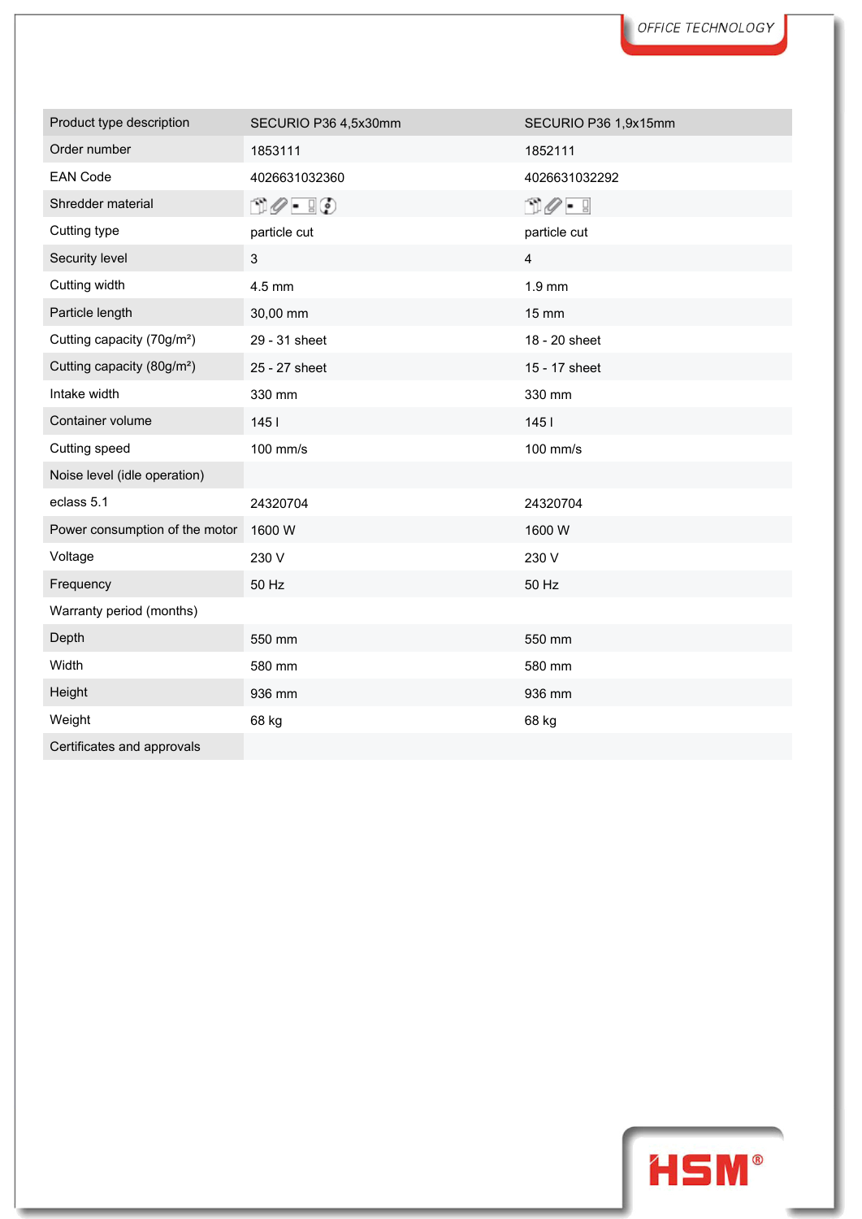| Product type description | SECURIO P36 4,5x30mm | SECURIO P36 1,9x15mm |
| --- | --- | --- |
| Order number | 1853111 | 1852111 |
| EAN Code | 4026631032360 | 4026631032292 |
| Shredder material | | |
| Cutting type | particle cut | particle cut |
| Security level | 3 | 4 |
| Cutting width | 4.5 mm | 1.9 mm |
| Particle length | 30,00 mm | 15 mm |
| Cutting capacity (70g/m²) | 29 - 31 sheet | 18 - 20 sheet |
| Cutting capacity (80g/m²) | 25 - 27 sheet | 15 - 17 sheet |
| Intake width | 330 mm | 330 mm |
| Container volume | 145 l | 145 l |
| Cutting speed | 100 mm/s | 100 mm/s |
| Noise level (idle operation) | | |
| eclass 5.1 | 24320704 | 24320704 |
| Power consumption of the motor | 1600 W | 1600 W |
| Voltage | 230 V | 230 V |
| Frequency | 50 Hz | 50 Hz |
| Warranty period (months) | | |
| Depth | 550 mm | 550 mm |
| Width | 580 mm | 580 mm |
| Height | 936 mm | 936 mm |
| Weight | 68 kg | 68 kg |
| Certificates and approvals | | |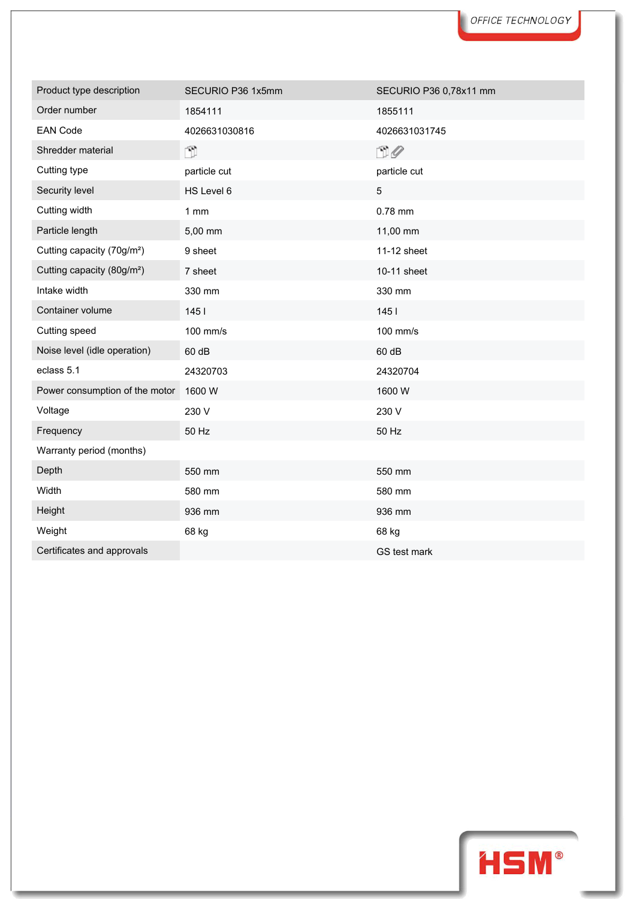| Product type description | SECURIO P36 1x5mm | SECURIO P36 0,78x11 mm |
|---|---|---|
| Order number | 1854111 | 1855111 |
| EAN Code | 4026631030816 | 4026631031745 |
| Shredder material | | |
| Cutting type | particle cut | particle cut |
| Security level | HS Level 6 | 5 |
| Cutting width | 1 mm | 0.78 mm |
| Particle length | 5,00 mm | 11,00 mm |
| Cutting capacity (70g/m²) | 9 sheet | 11-12 sheet |
| Cutting capacity (80g/m²) | 7 sheet | 10-11 sheet |
| Intake width | 330 mm | 330 mm |
| Container volume | 145 l | 145 l |
| Cutting speed | 100 mm/s | 100 mm/s |
| Noise level (idle operation) | 60 dB | 60 dB |
| eclass 5.1 | 24320703 | 24320704 |
| Power consumption of the motor | 1600 W | 1600 W |
| Voltage | 230 V | 230 V |
| Frequency | 50 Hz | 50 Hz |
| Warranty period (months) | | |
| Depth | 550 mm | 550 mm |
| Width | 580 mm | 580 mm |
| Height | 936 mm | 936 mm |
| Weight | 68 kg | 68 kg |
| Certificates and approvals | | GS test mark |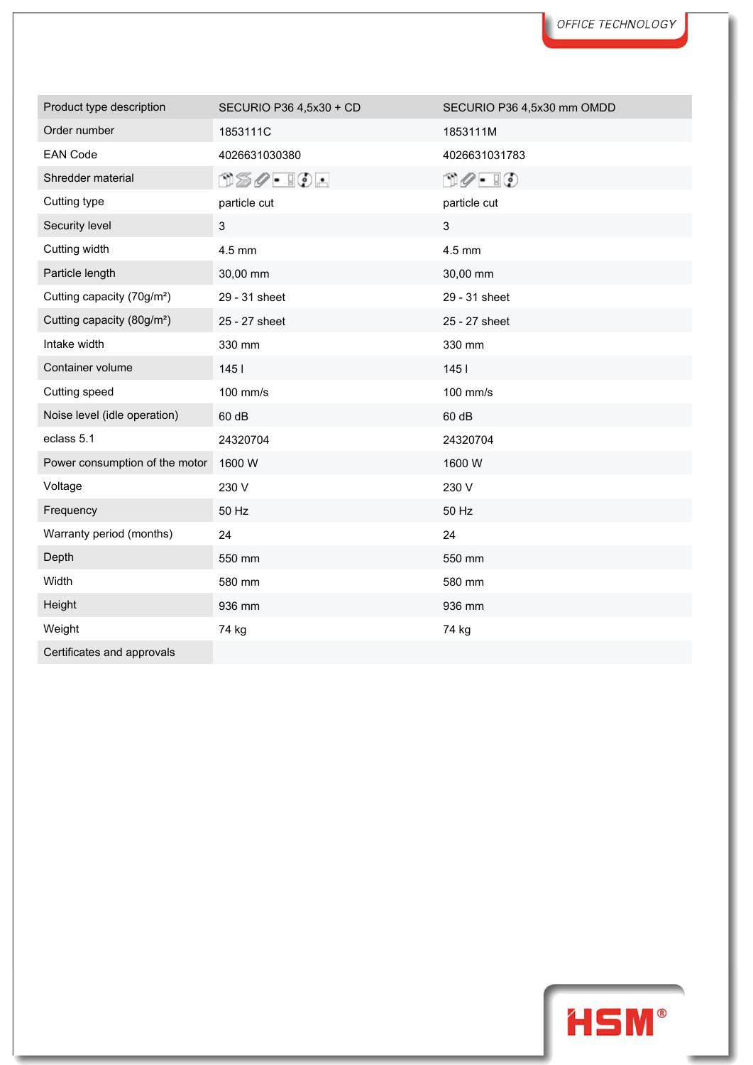| Product type description | SECURIO P36 4,5x30 + CD | SECURIO P36 4,5x30 mm OMDD |
| --- | --- | --- |
| Order number | 1853111C | 1853111M |
| EAN Code | 4026631030380 | 4026631031783 |
| Shredder material | | |
| Cutting type | particle cut | particle cut |
| Security level | 3 | 3 |
| Cutting width | 4.5 mm | 4.5 mm |
| Particle length | 30,00 mm | 30,00 mm |
| Cutting capacity (70g/m²) | 29 - 31 sheet | 29 - 31 sheet |
| Cutting capacity (80g/m²) | 25 - 27 sheet | 25 - 27 sheet |
| Intake width | 330 mm | 330 mm |
| Container volume | 145 l | 145 l |
| Cutting speed | 100 mm/s | 100 mm/s |
| Noise level (idle operation) | 60 dB | 60 dB |
| eclass 5.1 | 24320704 | 24320704 |
| Power consumption of the motor | 1600 W | 1600 W |
| Voltage | 230 V | 230 V |
| Frequency | 50 Hz | 50 Hz |
| Warranty period (months) | 24 | 24 |
| Depth | 550 mm | 550 mm |
| Width | 580 mm | 580 mm |
| Height | 936 mm | 936 mm |
| Weight | 74 kg | 74 kg |
| Certificates and approvals | | |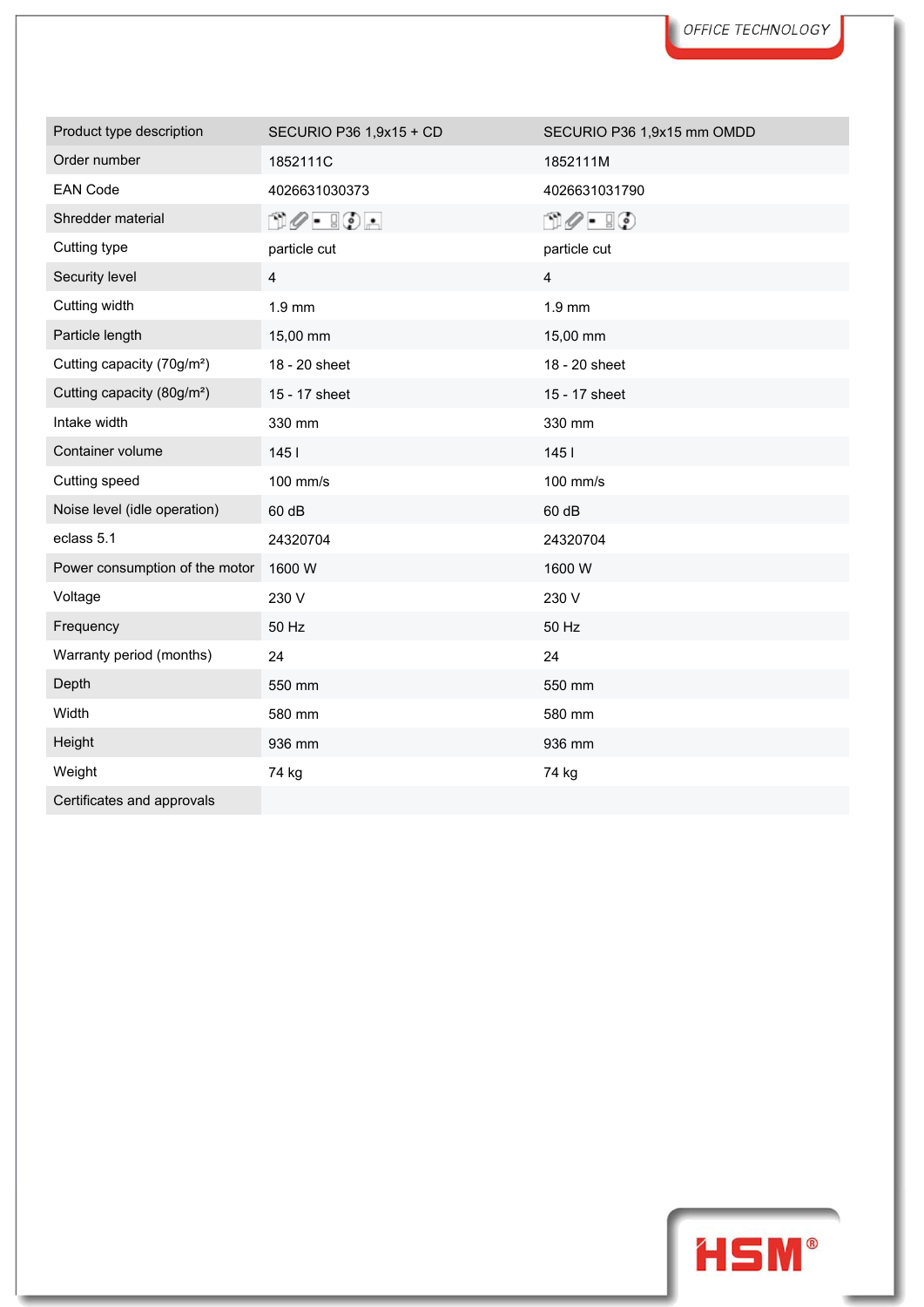| Product type description | SECURIO P36 1,9x15 + CD | SECURIO P36 1,9x15 mm OMDD |
|---|---|---|
| Order number | 1852111C | 1852111M |
| EAN Code | 4026631030373 | 4026631031790 |
| Shredder material | | |
| Cutting type | particle cut | particle cut |
| Security level | 4 | 4 |
| Cutting width | 1.9 mm | 1.9 mm |
| Particle length | 15,00 mm | 15,00 mm |
| Cutting capacity (70g/m²) | 18 - 20 sheet | 18 - 20 sheet |
| Cutting capacity (80g/m²) | 15 - 17 sheet | 15 - 17 sheet |
| Intake width | 330 mm | 330 mm |
| Container volume | 145 l | 145 l |
| Cutting speed | 100 mm/s | 100 mm/s |
| Noise level (idle operation) | 60 dB | 60 dB |
| eclass 5.1 | 24320704 | 24320704 |
| Power consumption of the motor | 1600 W | 1600 W |
| Voltage | 230 V | 230 V |
| Frequency | 50 Hz | 50 Hz |
| Warranty period (months) | 24 | 24 |
| Depth | 550 mm | 550 mm |
| Width | 580 mm | 580 mm |
| Height | 936 mm | 936 mm |
| Weight | 74 kg | 74 kg |
| Certificates and approvals | | |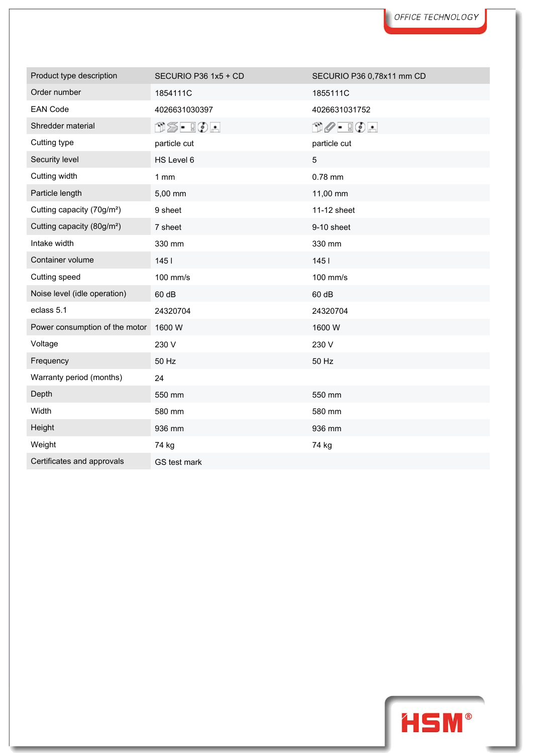| Product type description | SECURIO P36 1x5 + CD | SECURIO P36 0,78x11 mm CD |
|---|---|---|
| Order number | 1854111C | 1855111C |
| EAN Code | 4026631030397 | 4026631031752 |
| Shredder material | | |
| Cutting type | particle cut | particle cut |
| Security level | HS Level 6 | 5 |
| Cutting width | 1 mm | 0.78 mm |
| Particle length | 5,00 mm | 11,00 mm |
| Cutting capacity (70g/m²) | 9 sheet | 11-12 sheet |
| Cutting capacity (80g/m²) | 7 sheet | 9-10 sheet |
| Intake width | 330 mm | 330 mm |
| Container volume | 145 l | 145 l |
| Cutting speed | 100 mm/s | 100 mm/s |
| Noise level (idle operation) | 60 dB | 60 dB |
| eclass 5.1 | 24320704 | 24320704 |
| Power consumption of the motor | 1600 W | 1600 W |
| Voltage | 230 V | 230 V |
| Frequency | 50 Hz | 50 Hz |
| Warranty period (months) | 24 | |
| Depth | 550 mm | 550 mm |
| Width | 580 mm | 580 mm |
| Height | 936 mm | 936 mm |
| Weight | 74 kg | 74 kg |
| Certificates and approvals | GS test mark | |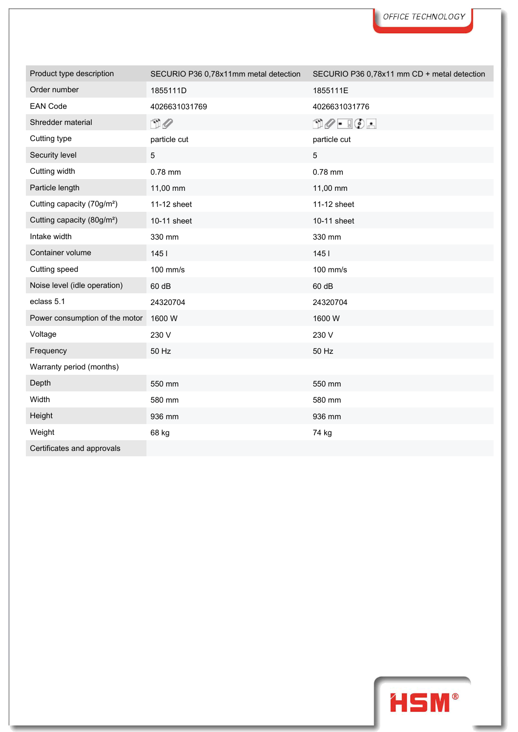| Product type description | SECURIO P36 0,78x11mm metal detection | SECURIO P36 0,78x11 mm CD + metal detection |
|---|---|---|
| Order number | 1855111D | 1855111E |
| EAN Code | 4026631031769 | 4026631031776 |
| Shredder material | | |
| Cutting type | particle cut | particle cut |
| Security level | 5 | 5 |
| Cutting width | 0.78 mm | 0.78 mm |
| Particle length | 11,00 mm | 11,00 mm |
| Cutting capacity (70g/m²) | 11-12 sheet | 11-12 sheet |
| Cutting capacity (80g/m²) | 10-11 sheet | 10-11 sheet |
| Intake width | 330 mm | 330 mm |
| Container volume | 145 l | 145 l |
| Cutting speed | 100 mm/s | 100 mm/s |
| Noise level (idle operation) | 60 dB | 60 dB |
| eclass 5.1 | 24320704 | 24320704 |
| Power consumption of the motor | 1600 W | 1600 W |
| Voltage | 230 V | 230 V |
| Frequency | 50 Hz | 50 Hz |
| Warranty period (months) | | |
| Depth | 550 mm | 550 mm |
| Width | 580 mm | 580 mm |
| Height | 936 mm | 936 mm |
| Weight | 68 kg | 74 kg |
| Certificates and approvals | | |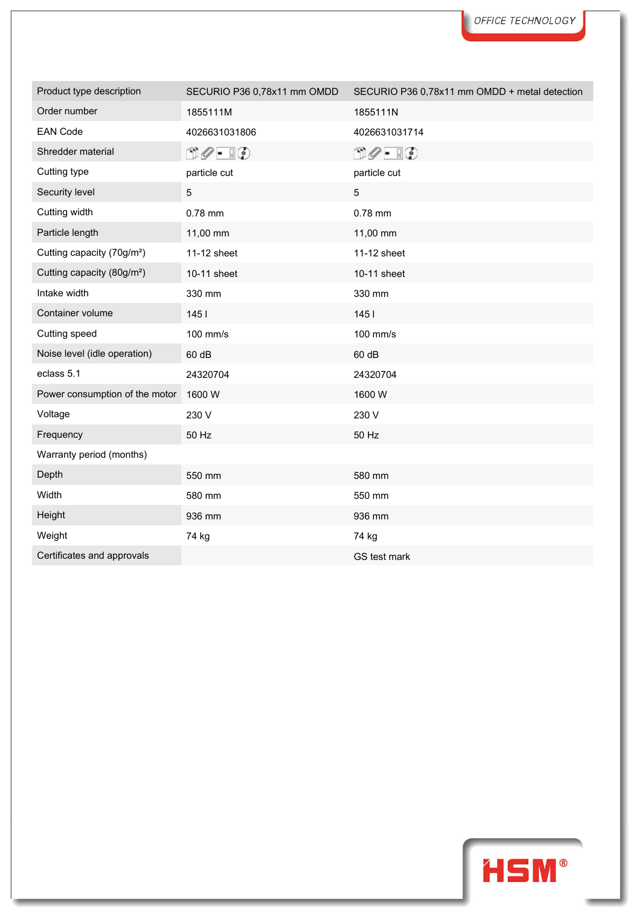| Product type description | SECURIO P36 0,78x11 mm OMDD | SECURIO P36 0,78x11 mm OMDD + metal detection |
|---|---|---|
| Order number | 1855111M | 1855111N |
| EAN Code | 4026631031806 | 4026631031714 |
| Shredder material | | |
| Cutting type | particle cut | particle cut |
| Security level | 5 | 5 |
| Cutting width | 0.78 mm | 0.78 mm |
| Particle length | 11,00 mm | 11,00 mm |
| Cutting capacity (70g/m²) | 11-12 sheet | 11-12 sheet |
| Cutting capacity (80g/m²) | 10-11 sheet | 10-11 sheet |
| Intake width | 330 mm | 330 mm |
| Container volume | 145 l | 145 l |
| Cutting speed | 100 mm/s | 100 mm/s |
| Noise level (idle operation) | 60 dB | 60 dB |
| eclass 5.1 | 24320704 | 24320704 |
| Power consumption of the motor | 1600 W | 1600 W |
| Voltage | 230 V | 230 V |
| Frequency | 50 Hz | 50 Hz |
| Warranty period (months) | | |
| Depth | 550 mm | 580 mm |
| Width | 580 mm | 550 mm |
| Height | 936 mm | 936 mm |
| Weight | 74 kg | 74 kg |
| Certificates and approvals | | GS test mark |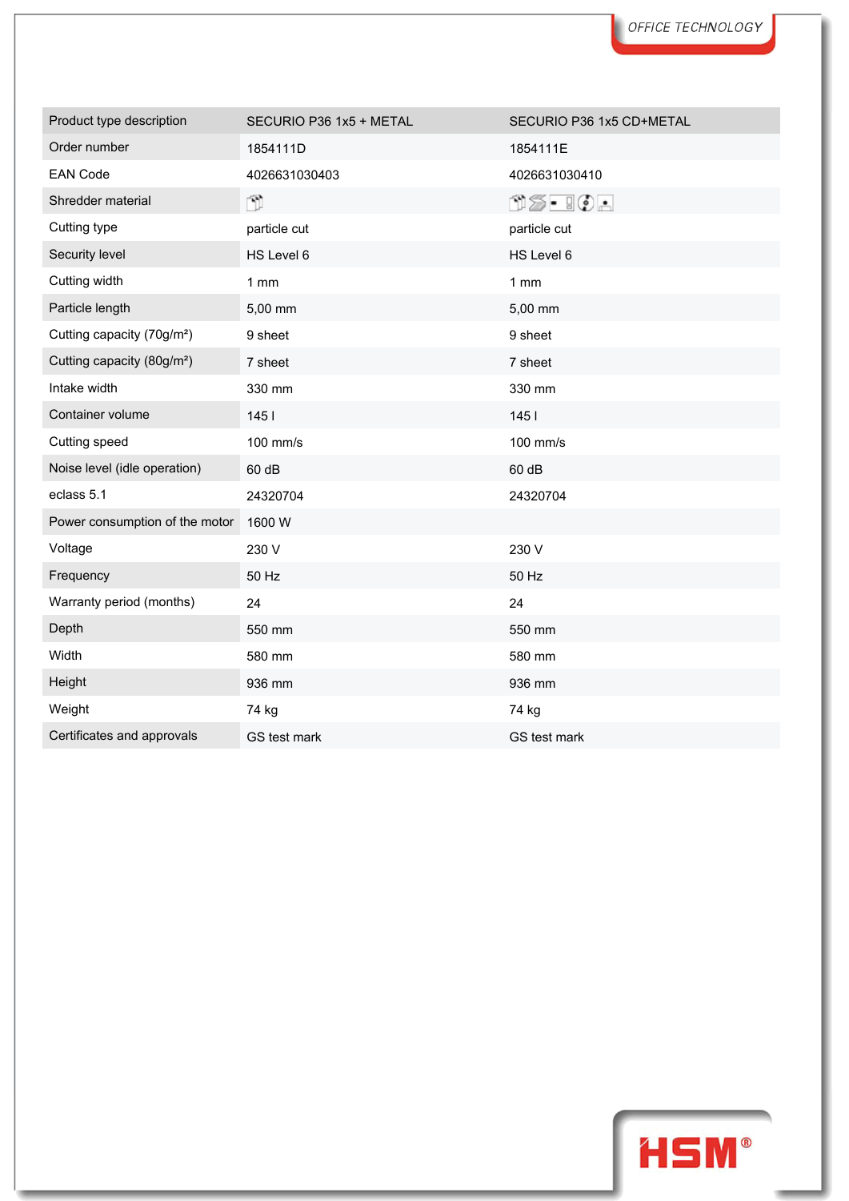| Product type description | SECURIO P36 1x5 + METAL | SECURIO P36 1x5 CD+METAL |
|---|---|---|
| Order number | 1854111D | 1854111E |
| EAN Code | 4026631030403 | 4026631030410 |
| Shredder material | | |
| Cutting type | particle cut | particle cut |
| Security level | HS Level 6 | HS Level 6 |
| Cutting width | 1 mm | 1 mm |
| Particle length | 5,00 mm | 5,00 mm |
| Cutting capacity (70g/m²) | 9 sheet | 9 sheet |
| Cutting capacity (80g/m²) | 7 sheet | 7 sheet |
| Intake width | 330 mm | 330 mm |
| Container volume | 145 l | 145 l |
| Cutting speed | 100 mm/s | 100 mm/s |
| Noise level (idle operation) | 60 dB | 60 dB |
| eclass 5.1 | 24320704 | 24320704 |
| Power consumption of the motor | 1600 W | |
| Voltage | 230 V | 230 V |
| Frequency | 50 Hz | 50 Hz |
| Warranty period (months) | 24 | 24 |
| Depth | 550 mm | 550 mm |
| Width | 580 mm | 580 mm |
| Height | 936 mm | 936 mm |
| Weight | 74 kg | 74 kg |
| Certificates and approvals | GS test mark | GS test mark |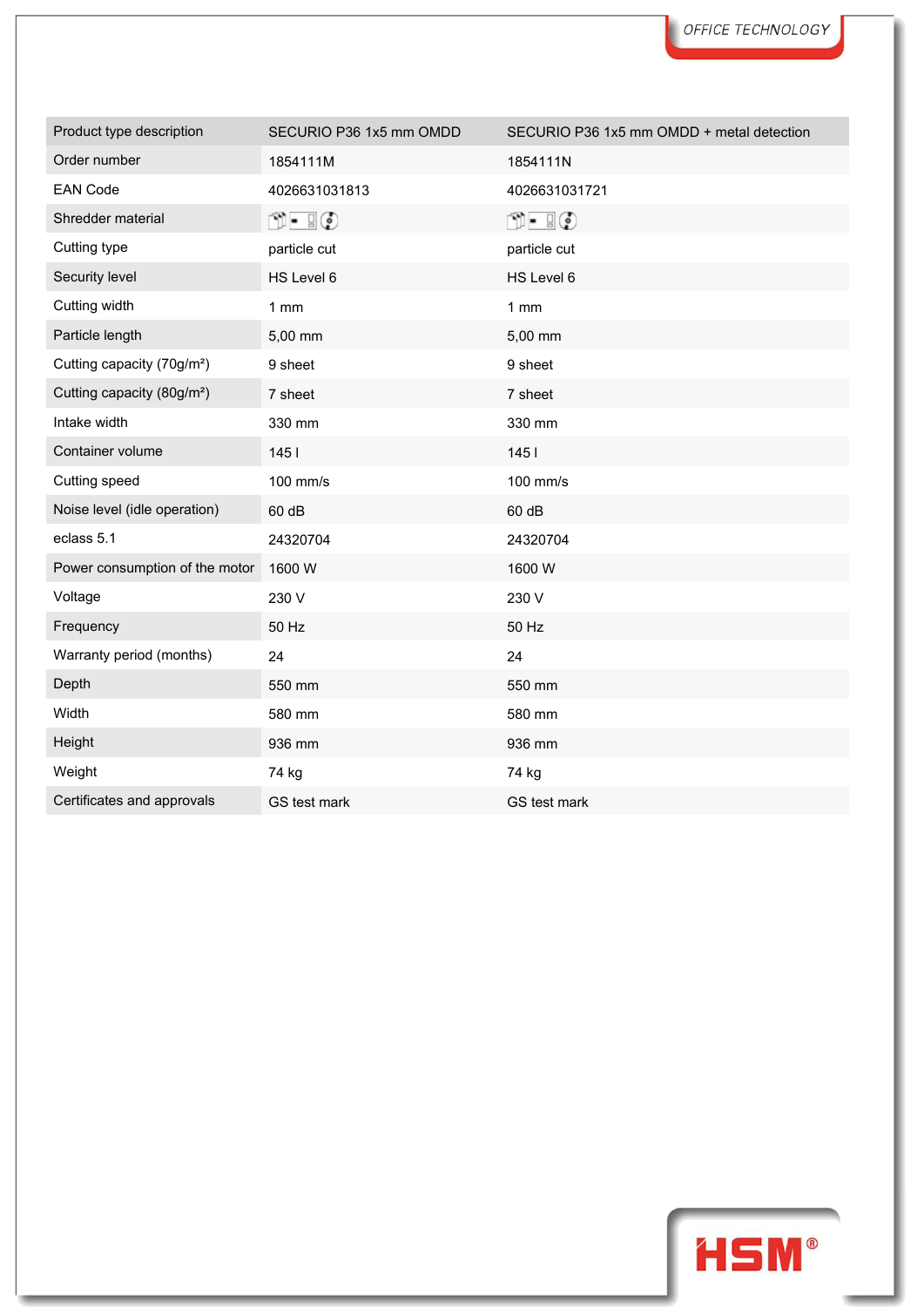| Product type description | SECURIO P36 1x5 mm OMDD | SECURIO P36 1x5 mm OMDD + metal detection |
|---|---|---|
| Order number | 1854111M | 1854111N |
| EAN Code | 4026631031813 | 4026631031721 |
| Shredder material | | |
| Cutting type | particle cut | particle cut |
| Security level | HS Level 6 | HS Level 6 |
| Cutting width | 1 mm | 1 mm |
| Particle length | 5,00 mm | 5,00 mm |
| Cutting capacity (70g/m²) | 9 sheet | 9 sheet |
| Cutting capacity (80g/m²) | 7 sheet | 7 sheet |
| Intake width | 330 mm | 330 mm |
| Container volume | 145 l | 145 l |
| Cutting speed | 100 mm/s | 100 mm/s |
| Noise level (idle operation) | 60 dB | 60 dB |
| eclass 5.1 | 24320704 | 24320704 |
| Power consumption of the motor | 1600 W | 1600 W |
| Voltage | 230 V | 230 V |
| Frequency | 50 Hz | 50 Hz |
| Warranty period (months) | 24 | 24 |
| Depth | 550 mm | 550 mm |
| Width | 580 mm | 580 mm |
| Height | 936 mm | 936 mm |
| Weight | 74 kg | 74 kg |
| Certificates and approvals | GS test mark | GS test mark |